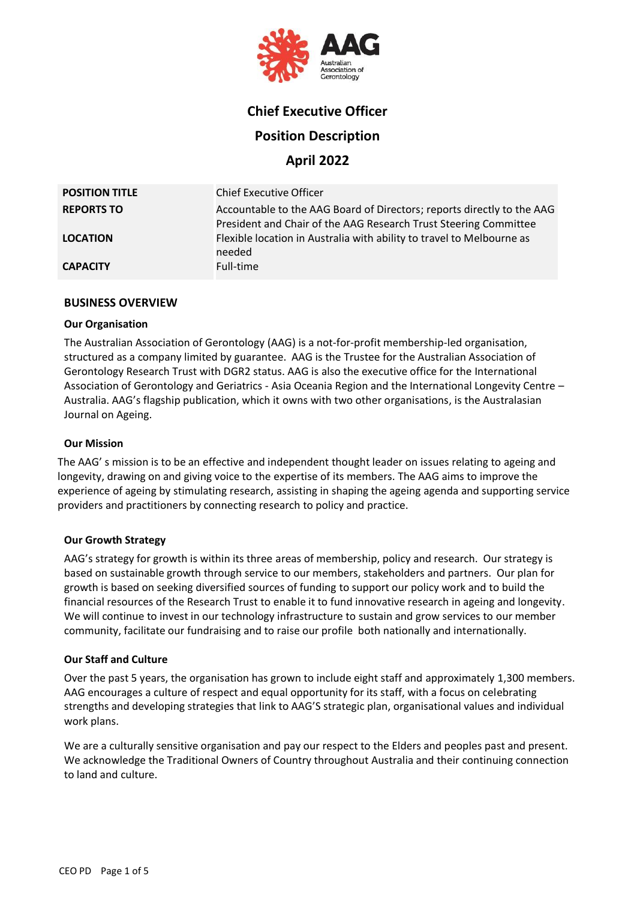# Chief Executive Officer

## Position Description

## April 2022

| | |
|---|---|
| **POSITION TITLE** | Chief Executive Officer |
| **REPORTS TO** | Accountable to the AAG Board of Directors; reports directly to the AAG President and Chair of the AAG Research Trust Steering Committee |
| **LOCATION** | Flexible location in Australia with ability to travel to Melbourne as needed |
| **CAPACITY** | Full-time |

## BUSINESS OVERVIEW

### Our Organisation

The Australian Association of Gerontology (AAG) is a not-for-profit membership-led organisation, structured as a company limited by guarantee. AAG is the Trustee for the Australian Association of Gerontology Research Trust with DGR2 status. AAG is also the executive office for the International Association of Gerontology and Geriatrics - Asia Oceania Region and the International Longevity Centre – Australia. AAG's flagship publication, which it owns with two other organisations, is the Australasian Journal on Ageing.

### Our Mission

The AAG' s mission is to be an effective and independent thought leader on issues relating to ageing and longevity, drawing on and giving voice to the expertise of its members. The AAG aims to improve the experience of ageing by stimulating research, assisting in shaping the ageing agenda and supporting service providers and practitioners by connecting research to policy and practice.

### Our Growth Strategy

AAG's strategy for growth is within its three areas of membership, policy and research. Our strategy is based on sustainable growth through service to our members, stakeholders and partners. Our plan for growth is based on seeking diversified sources of funding to support our policy work and to build the financial resources of the Research Trust to enable it to fund innovative research in ageing and longevity. We will continue to invest in our technology infrastructure to sustain and grow services to our member community, facilitate our fundraising and to raise our profile both nationally and internationally.

### Our Staff and Culture

Over the past 5 years, the organisation has grown to include eight staff and approximately 1,300 members. AAG encourages a culture of respect and equal opportunity for its staff, with a focus on celebrating strengths and developing strategies that link to AAG'S strategic plan, organisational values and individual work plans.

We are a culturally sensitive organisation and pay our respect to the Elders and peoples past and present. We acknowledge the Traditional Owners of Country throughout Australia and their continuing connection to land and culture.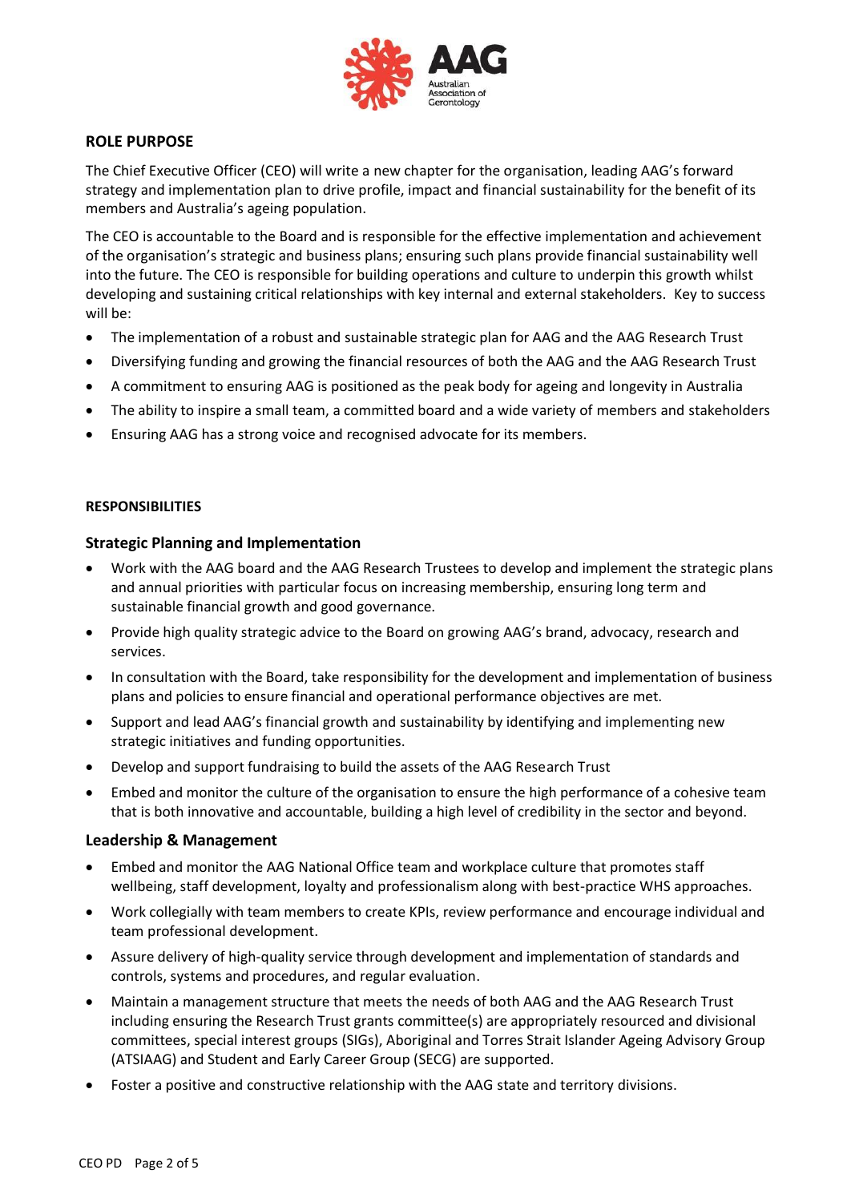## ROLE PURPOSE

The Chief Executive Officer (CEO) will write a new chapter for the organisation, leading AAG's forward strategy and implementation plan to drive profile, impact and financial sustainability for the benefit of its members and Australia's ageing population.

The CEO is accountable to the Board and is responsible for the effective implementation and achievement of the organisation's strategic and business plans; ensuring such plans provide financial sustainability well into the future. The CEO is responsible for building operations and culture to underpin this growth whilst developing and sustaining critical relationships with key internal and external stakeholders. Key to success will be:

- The implementation of a robust and sustainable strategic plan for AAG and the AAG Research Trust
- Diversifying funding and growing the financial resources of both the AAG and the AAG Research Trust
- A commitment to ensuring AAG is positioned as the peak body for ageing and longevity in Australia
- The ability to inspire a small team, a committed board and a wide variety of members and stakeholders
- Ensuring AAG has a strong voice and recognised advocate for its members.

## RESPONSIBILITIES

### Strategic Planning and Implementation

- Work with the AAG board and the AAG Research Trustees to develop and implement the strategic plans and annual priorities with particular focus on increasing membership, ensuring long term and sustainable financial growth and good governance.
- Provide high quality strategic advice to the Board on growing AAG's brand, advocacy, research and services.
- In consultation with the Board, take responsibility for the development and implementation of business plans and policies to ensure financial and operational performance objectives are met.
- Support and lead AAG's financial growth and sustainability by identifying and implementing new strategic initiatives and funding opportunities.
- Develop and support fundraising to build the assets of the AAG Research Trust
- Embed and monitor the culture of the organisation to ensure the high performance of a cohesive team that is both innovative and accountable, building a high level of credibility in the sector and beyond.

### Leadership & Management

- Embed and monitor the AAG National Office team and workplace culture that promotes staff wellbeing, staff development, loyalty and professionalism along with best-practice WHS approaches.
- Work collegially with team members to create KPIs, review performance and encourage individual and team professional development.
- Assure delivery of high-quality service through development and implementation of standards and controls, systems and procedures, and regular evaluation.
- Maintain a management structure that meets the needs of both AAG and the AAG Research Trust including ensuring the Research Trust grants committee(s) are appropriately resourced and divisional committees, special interest groups (SIGs), Aboriginal and Torres Strait Islander Ageing Advisory Group (ATSIAAG) and Student and Early Career Group (SECG) are supported.
- Foster a positive and constructive relationship with the AAG state and territory divisions.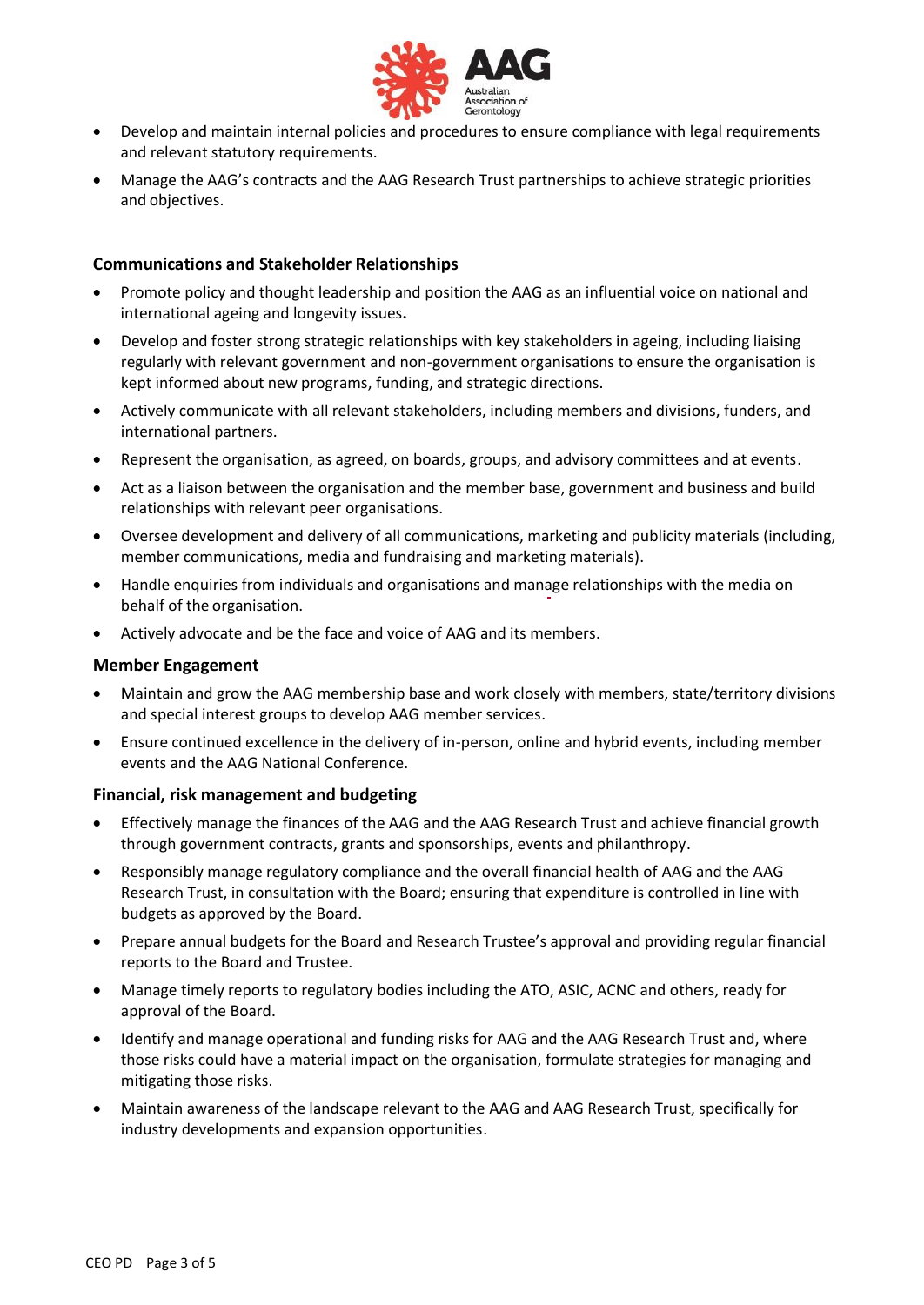- Develop and maintain internal policies and procedures to ensure compliance with legal requirements and relevant statutory requirements.
- Manage the AAG's contracts and the AAG Research Trust partnerships to achieve strategic priorities and objectives.

### Communications and Stakeholder Relationships

- Promote policy and thought leadership and position the AAG as an influential voice on national and international ageing and longevity issues**.**
- Develop and foster strong strategic relationships with key stakeholders in ageing, including liaising regularly with relevant government and non-government organisations to ensure the organisation is kept informed about new programs, funding, and strategic directions.
- Actively communicate with all relevant stakeholders, including members and divisions, funders, and international partners.
- Represent the organisation, as agreed, on boards, groups, and advisory committees and at events.
- Act as a liaison between the organisation and the member base, government and business and build relationships with relevant peer organisations.
- Oversee development and delivery of all communications, marketing and publicity materials (including, member communications, media and fundraising and marketing materials).
- Handle enquiries from individuals and organisations and manage relationships with the media on behalf of the organisation.
- Actively advocate and be the face and voice of AAG and its members.

### Member Engagement

- Maintain and grow the AAG membership base and work closely with members, state/territory divisions and special interest groups to develop AAG member services.
- Ensure continued excellence in the delivery of in-person, online and hybrid events, including member events and the AAG National Conference.

### Financial, risk management and budgeting

- Effectively manage the finances of the AAG and the AAG Research Trust and achieve financial growth through government contracts, grants and sponsorships, events and philanthropy.
- Responsibly manage regulatory compliance and the overall financial health of AAG and the AAG Research Trust, in consultation with the Board; ensuring that expenditure is controlled in line with budgets as approved by the Board.
- Prepare annual budgets for the Board and Research Trustee's approval and providing regular financial reports to the Board and Trustee.
- Manage timely reports to regulatory bodies including the ATO, ASIC, ACNC and others, ready for approval of the Board.
- Identify and manage operational and funding risks for AAG and the AAG Research Trust and, where those risks could have a material impact on the organisation, formulate strategies for managing and mitigating those risks.
- Maintain awareness of the landscape relevant to the AAG and AAG Research Trust, specifically for industry developments and expansion opportunities.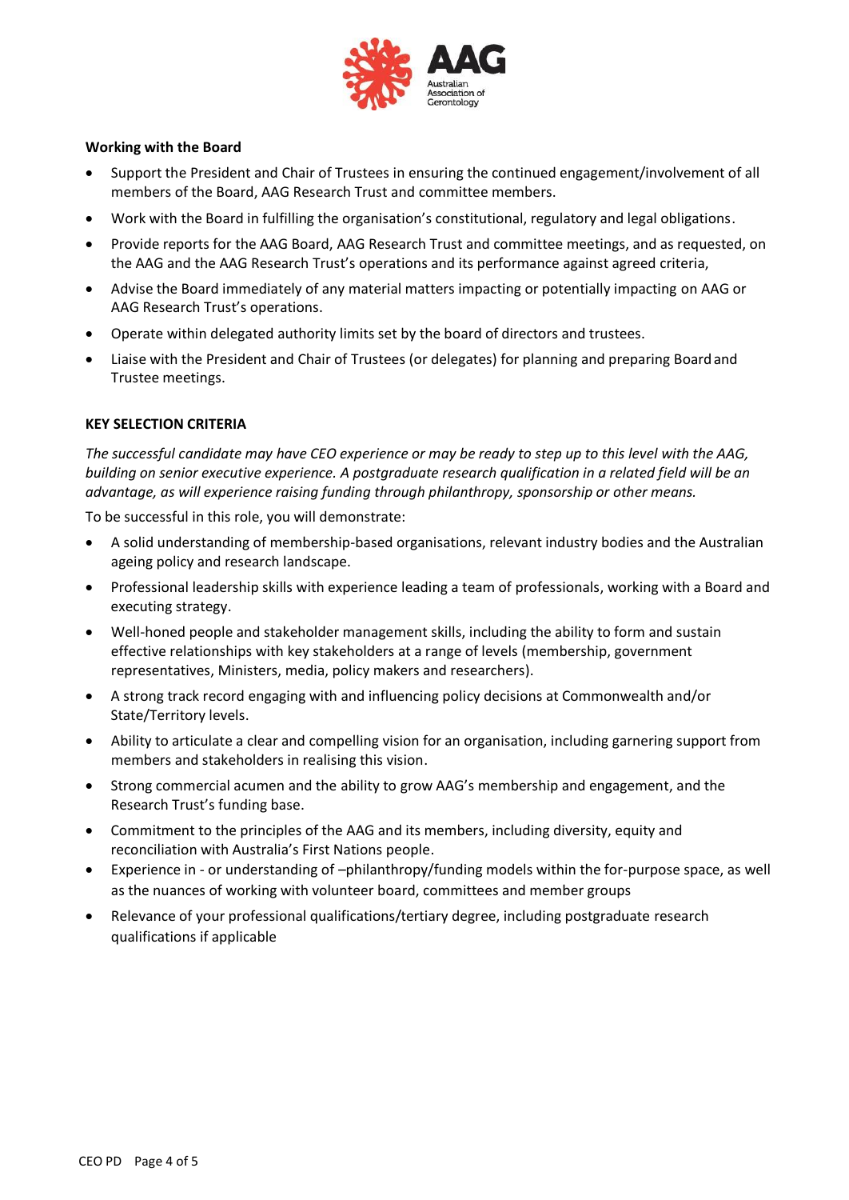**Working with the Board**

- Support the President and Chair of Trustees in ensuring the continued engagement/involvement of all members of the Board, AAG Research Trust and committee members.
- Work with the Board in fulfilling the organisation's constitutional, regulatory and legal obligations.
- Provide reports for the AAG Board, AAG Research Trust and committee meetings, and as requested, on the AAG and the AAG Research Trust's operations and its performance against agreed criteria,
- Advise the Board immediately of any material matters impacting or potentially impacting on AAG or AAG Research Trust's operations.
- Operate within delegated authority limits set by the board of directors and trustees.
- Liaise with the President and Chair of Trustees (or delegates) for planning and preparing Board and Trustee meetings.

**KEY SELECTION CRITERIA**

*The successful candidate may have CEO experience or may be ready to step up to this level with the AAG, building on senior executive experience. A postgraduate research qualification in a related field will be an advantage, as will experience raising funding through philanthropy, sponsorship or other means.*

To be successful in this role, you will demonstrate:

- A solid understanding of membership-based organisations, relevant industry bodies and the Australian ageing policy and research landscape.
- Professional leadership skills with experience leading a team of professionals, working with a Board and executing strategy.
- Well-honed people and stakeholder management skills, including the ability to form and sustain effective relationships with key stakeholders at a range of levels (membership, government representatives, Ministers, media, policy makers and researchers).
- A strong track record engaging with and influencing policy decisions at Commonwealth and/or State/Territory levels.
- Ability to articulate a clear and compelling vision for an organisation, including garnering support from members and stakeholders in realising this vision.
- Strong commercial acumen and the ability to grow AAG's membership and engagement, and the Research Trust's funding base.
- Commitment to the principles of the AAG and its members, including diversity, equity and reconciliation with Australia's First Nations people.
- Experience in - or understanding of –philanthropy/funding models within the for-purpose space, as well as the nuances of working with volunteer board, committees and member groups
- Relevance of your professional qualifications/tertiary degree, including postgraduate research qualifications if applicable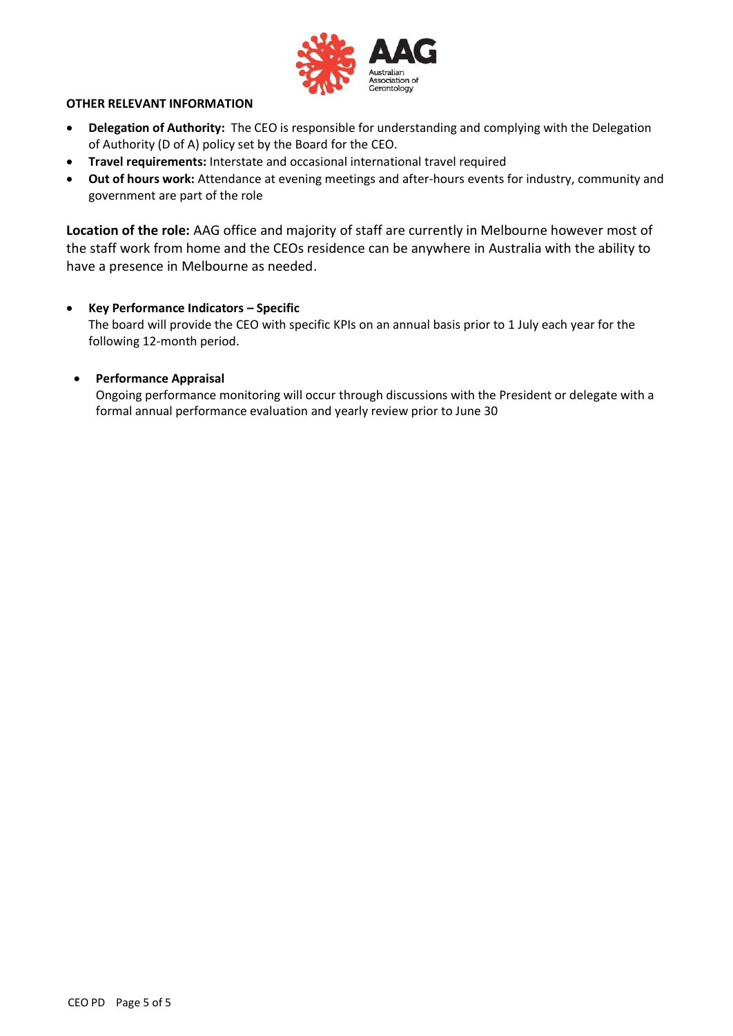**OTHER RELEVANT INFORMATION**

- **Delegation of Authority:** The CEO is responsible for understanding and complying with the Delegation of Authority (D of A) policy set by the Board for the CEO.
- **Travel requirements:** Interstate and occasional international travel required
- **Out of hours work:** Attendance at evening meetings and after-hours events for industry, community and government are part of the role

**Location of the role:** AAG office and majority of staff are currently in Melbourne however most of the staff work from home and the CEOs residence can be anywhere in Australia with the ability to have a presence in Melbourne as needed.

- **Key Performance Indicators – Specific**
  The board will provide the CEO with specific KPIs on an annual basis prior to 1 July each year for the following 12-month period.

- **Performance Appraisal**
  Ongoing performance monitoring will occur through discussions with the President or delegate with a formal annual performance evaluation and yearly review prior to June 30